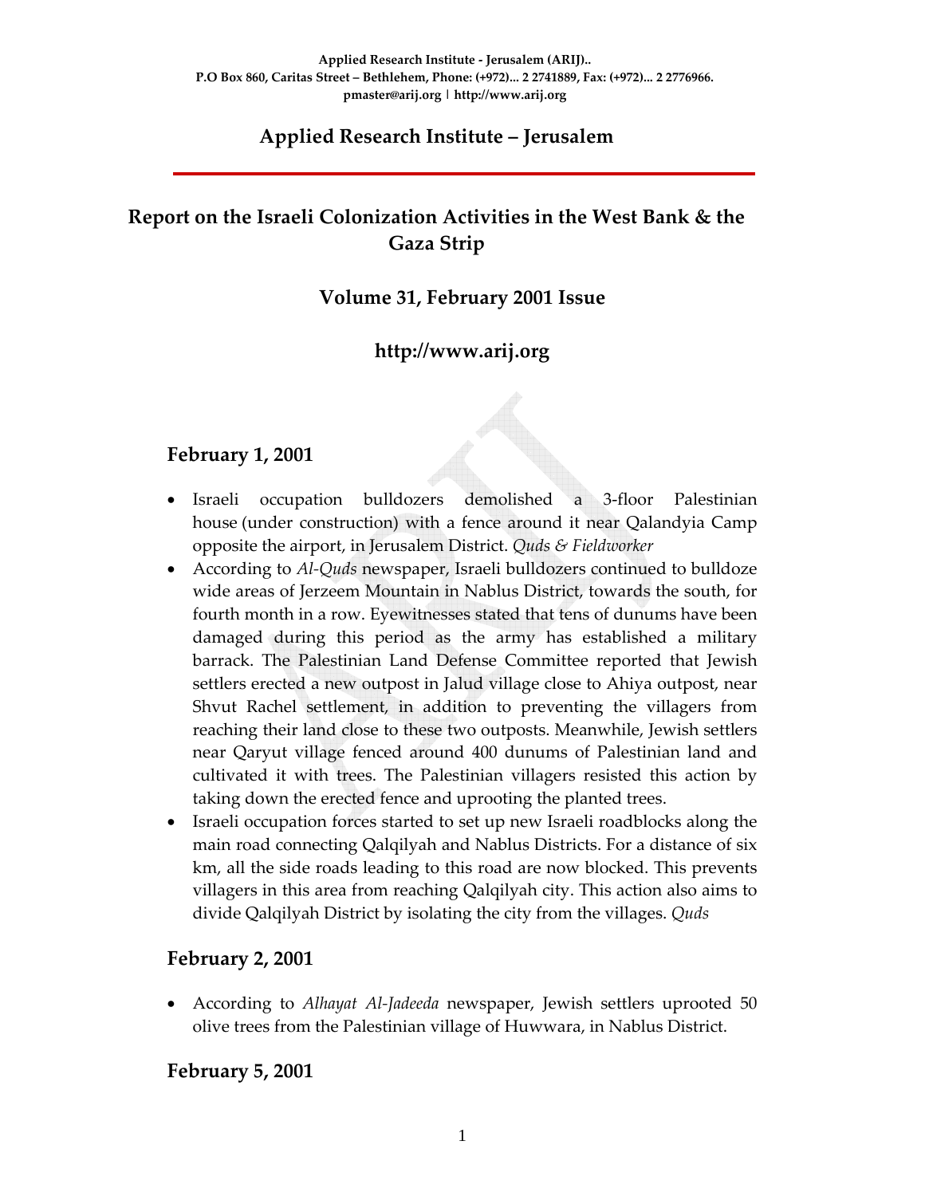Applied Research Institute - Jerusalem (ARIJ)..
P.O Box 860, Caritas Street – Bethlehem, Phone: (+972)... 2 2741889, Fax: (+972)... 2 2776966.
pmaster@arij.org | http://www.arij.org

# Applied Research Institute – Jerusalem

## Report on the Israeli Colonization Activities in the West Bank & the Gaza Strip

### Volume 31, February 2001 Issue

### http://www.arij.org

## February 1, 2001

- Israeli occupation bulldozers demolished a 3-floor Palestinian house (under construction) with a fence around it near Qalandyia Camp opposite the airport, in Jerusalem District. *Quds & Fieldworker*
- According to *Al-Quds* newspaper, Israeli bulldozers continued to bulldoze wide areas of Jerzeem Mountain in Nablus District, towards the south, for fourth month in a row. Eyewitnesses stated that tens of dunums have been damaged during this period as the army has established a military barrack. The Palestinian Land Defense Committee reported that Jewish settlers erected a new outpost in Jalud village close to Ahiya outpost, near Shvut Rachel settlement, in addition to preventing the villagers from reaching their land close to these two outposts. Meanwhile, Jewish settlers near Qaryut village fenced around 400 dunums of Palestinian land and cultivated it with trees. The Palestinian villagers resisted this action by taking down the erected fence and uprooting the planted trees.
- Israeli occupation forces started to set up new Israeli roadblocks along the main road connecting Qalqilyah and Nablus Districts. For a distance of six km, all the side roads leading to this road are now blocked. This prevents villagers in this area from reaching Qalqilyah city. This action also aims to divide Qalqilyah District by isolating the city from the villages. *Quds*

## February 2, 2001

- According to *Alhayat Al-Jadeeda* newspaper, Jewish settlers uprooted 50 olive trees from the Palestinian village of Huwwara, in Nablus District.

## February 5, 2001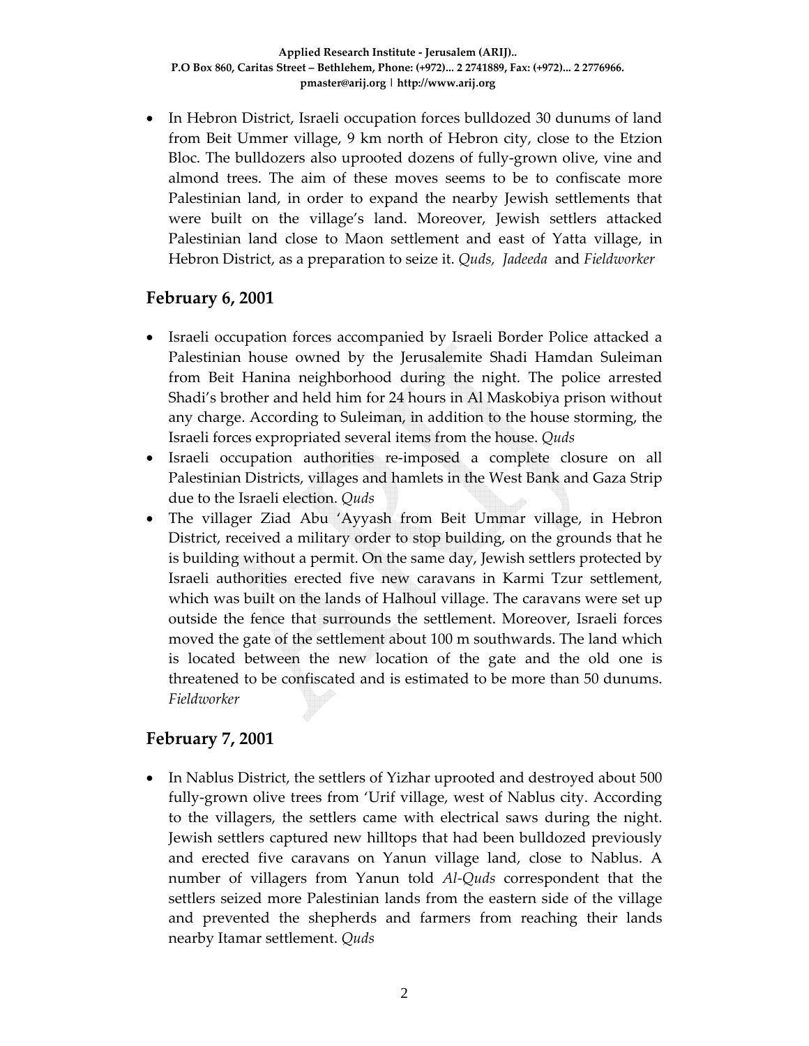- In Hebron District, Israeli occupation forces bulldozed 30 dunums of land from Beit Ummer village, 9 km north of Hebron city, close to the Etzion Bloc. The bulldozers also uprooted dozens of fully-grown olive, vine and almond trees. The aim of these moves seems to be to confiscate more Palestinian land, in order to expand the nearby Jewish settlements that were built on the village's land. Moreover, Jewish settlers attacked Palestinian land close to Maon settlement and east of Yatta village, in Hebron District, as a preparation to seize it. *Quds, Jadeeda* and *Fieldworker*

## February 6, 2001

- Israeli occupation forces accompanied by Israeli Border Police attacked a Palestinian house owned by the Jerusalemite Shadi Hamdan Suleiman from Beit Hanina neighborhood during the night. The police arrested Shadi's brother and held him for 24 hours in Al Maskobiya prison without any charge. According to Suleiman, in addition to the house storming, the Israeli forces expropriated several items from the house. *Quds*
- Israeli occupation authorities re-imposed a complete closure on all Palestinian Districts, villages and hamlets in the West Bank and Gaza Strip due to the Israeli election. *Quds*
- The villager Ziad Abu 'Ayyash from Beit Ummar village, in Hebron District, received a military order to stop building, on the grounds that he is building without a permit. On the same day, Jewish settlers protected by Israeli authorities erected five new caravans in Karmi Tzur settlement, which was built on the lands of Halhoul village. The caravans were set up outside the fence that surrounds the settlement. Moreover, Israeli forces moved the gate of the settlement about 100 m southwards. The land which is located between the new location of the gate and the old one is threatened to be confiscated and is estimated to be more than 50 dunums. *Fieldworker*

## February 7, 2001

- In Nablus District, the settlers of Yizhar uprooted and destroyed about 500 fully-grown olive trees from 'Urif village, west of Nablus city. According to the villagers, the settlers came with electrical saws during the night. Jewish settlers captured new hilltops that had been bulldozed previously and erected five caravans on Yanun village land, close to Nablus. A number of villagers from Yanun told *Al-Quds* correspondent that the settlers seized more Palestinian lands from the eastern side of the village and prevented the shepherds and farmers from reaching their lands nearby Itamar settlement. *Quds*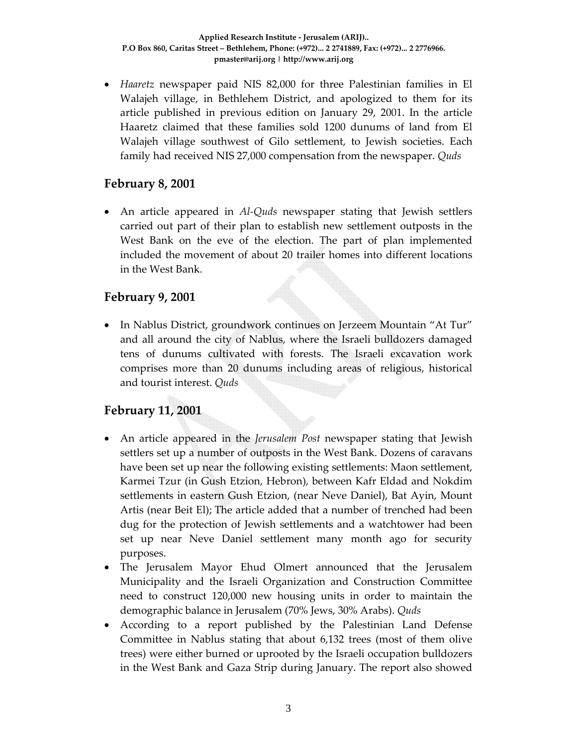- *Haaretz* newspaper paid NIS 82,000 for three Palestinian families in El Walajeh village, in Bethlehem District, and apologized to them for its article published in previous edition on January 29, 2001. In the article Haaretz claimed that these families sold 1200 dunums of land from El Walajeh village southwest of Gilo settlement, to Jewish societies. Each family had received NIS 27,000 compensation from the newspaper. *Quds*

## February 8, 2001

- An article appeared in *Al-Quds* newspaper stating that Jewish settlers carried out part of their plan to establish new settlement outposts in the West Bank on the eve of the election. The part of plan implemented included the movement of about 20 trailer homes into different locations in the West Bank.

## February 9, 2001

- In Nablus District, groundwork continues on Jerzeem Mountain "At Tur" and all around the city of Nablus, where the Israeli bulldozers damaged tens of dunums cultivated with forests. The Israeli excavation work comprises more than 20 dunums including areas of religious, historical and tourist interest. *Quds*

## February 11, 2001

- An article appeared in the *Jerusalem Post* newspaper stating that Jewish settlers set up a number of outposts in the West Bank. Dozens of caravans have been set up near the following existing settlements: Maon settlement, Karmei Tzur (in Gush Etzion, Hebron), between Kafr Eldad and Nokdim settlements in eastern Gush Etzion, (near Neve Daniel), Bat Ayin, Mount Artis (near Beit El); The article added that a number of trenched had been dug for the protection of Jewish settlements and a watchtower had been set up near Neve Daniel settlement many month ago for security purposes.
- The Jerusalem Mayor Ehud Olmert announced that the Jerusalem Municipality and the Israeli Organization and Construction Committee need to construct 120,000 new housing units in order to maintain the demographic balance in Jerusalem (70% Jews, 30% Arabs). *Quds*
- According to a report published by the Palestinian Land Defense Committee in Nablus stating that about 6,132 trees (most of them olive trees) were either burned or uprooted by the Israeli occupation bulldozers in the West Bank and Gaza Strip during January. The report also showed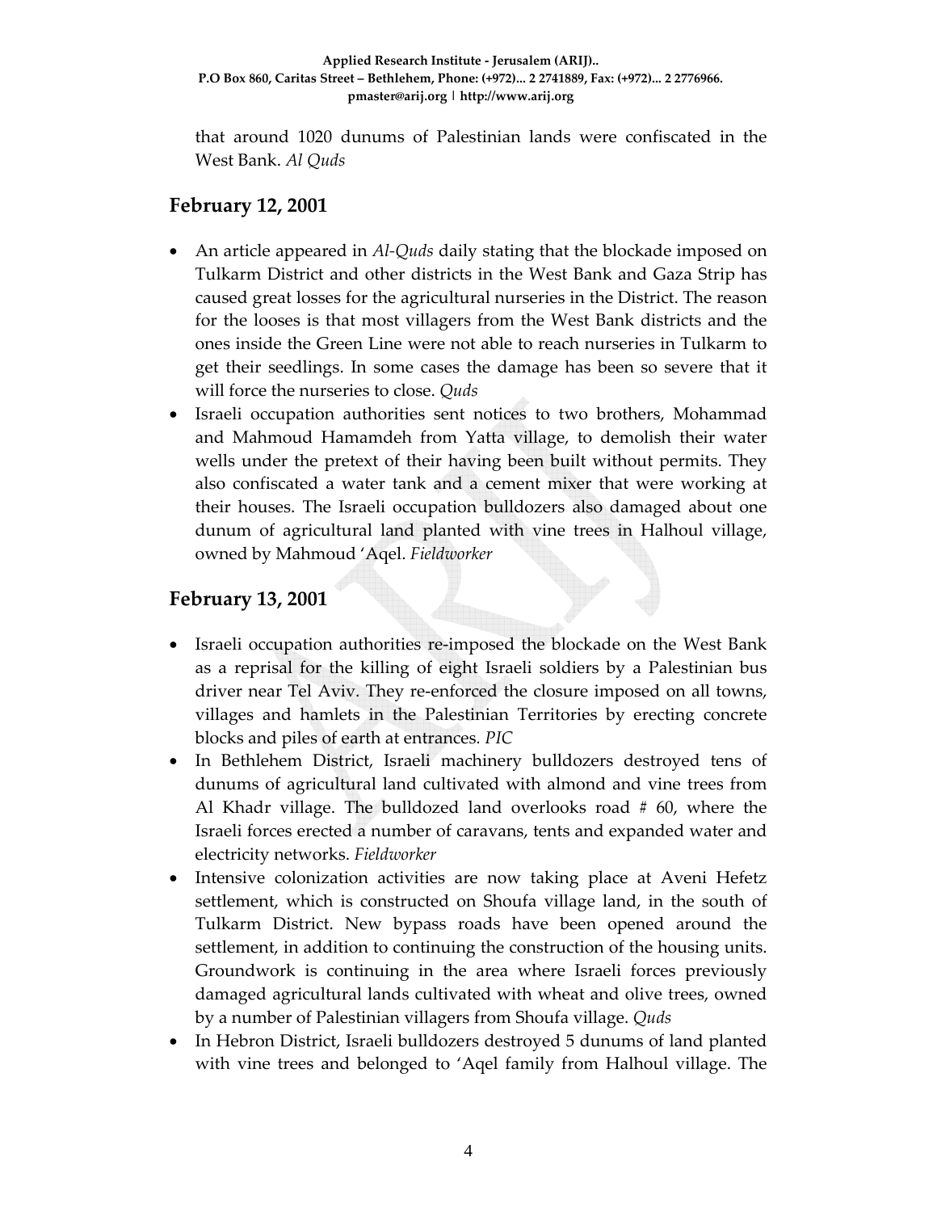that around 1020 dunums of Palestinian lands were confiscated in the West Bank. *Al Quds*

## February 12, 2001

- An article appeared in *Al-Quds* daily stating that the blockade imposed on Tulkarm District and other districts in the West Bank and Gaza Strip has caused great losses for the agricultural nurseries in the District. The reason for the looses is that most villagers from the West Bank districts and the ones inside the Green Line were not able to reach nurseries in Tulkarm to get their seedlings. In some cases the damage has been so severe that it will force the nurseries to close. *Quds*
- Israeli occupation authorities sent notices to two brothers, Mohammad and Mahmoud Hamamdeh from Yatta village, to demolish their water wells under the pretext of their having been built without permits. They also confiscated a water tank and a cement mixer that were working at their houses. The Israeli occupation bulldozers also damaged about one dunum of agricultural land planted with vine trees in Halhoul village, owned by Mahmoud 'Aqel. *Fieldworker*

## February 13, 2001

- Israeli occupation authorities re-imposed the blockade on the West Bank as a reprisal for the killing of eight Israeli soldiers by a Palestinian bus driver near Tel Aviv. They re-enforced the closure imposed on all towns, villages and hamlets in the Palestinian Territories by erecting concrete blocks and piles of earth at entrances. *PIC*
- In Bethlehem District, Israeli machinery bulldozers destroyed tens of dunums of agricultural land cultivated with almond and vine trees from Al Khadr village. The bulldozed land overlooks road # 60, where the Israeli forces erected a number of caravans, tents and expanded water and electricity networks. *Fieldworker*
- Intensive colonization activities are now taking place at Aveni Hefetz settlement, which is constructed on Shoufa village land, in the south of Tulkarm District. New bypass roads have been opened around the settlement, in addition to continuing the construction of the housing units. Groundwork is continuing in the area where Israeli forces previously damaged agricultural lands cultivated with wheat and olive trees, owned by a number of Palestinian villagers from Shoufa village. *Quds*
- In Hebron District, Israeli bulldozers destroyed 5 dunums of land planted with vine trees and belonged to 'Aqel family from Halhoul village. The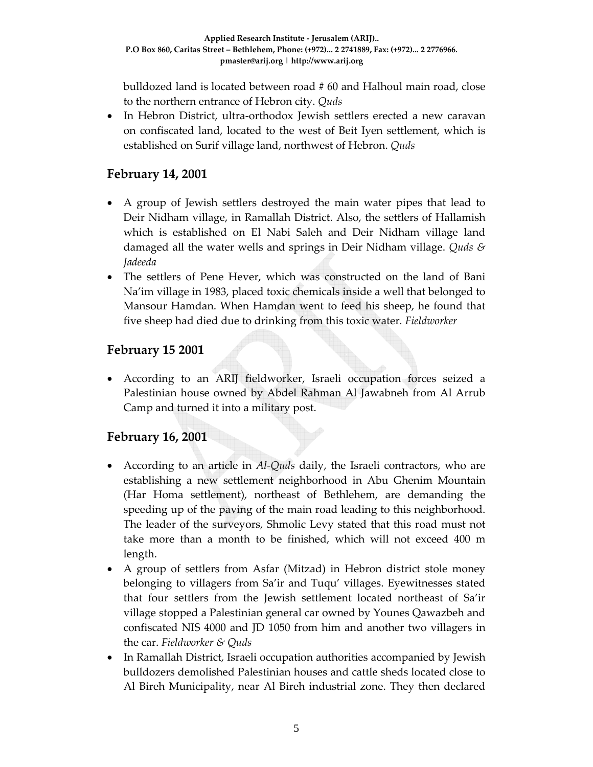bulldozed land is located between road # 60 and Halhoul main road, close to the northern entrance of Hebron city. *Quds*

- In Hebron District, ultra-orthodox Jewish settlers erected a new caravan on confiscated land, located to the west of Beit Iyen settlement, which is established on Surif village land, northwest of Hebron. *Quds*

## February 14, 2001

- A group of Jewish settlers destroyed the main water pipes that lead to Deir Nidham village, in Ramallah District. Also, the settlers of Hallamish which is established on El Nabi Saleh and Deir Nidham village land damaged all the water wells and springs in Deir Nidham village. *Quds & Jadeeda*
- The settlers of Pene Hever, which was constructed on the land of Bani Na'im village in 1983, placed toxic chemicals inside a well that belonged to Mansour Hamdan. When Hamdan went to feed his sheep, he found that five sheep had died due to drinking from this toxic water. *Fieldworker*

## February 15 2001

- According to an ARIJ fieldworker, Israeli occupation forces seized a Palestinian house owned by Abdel Rahman Al Jawabneh from Al Arrub Camp and turned it into a military post.

## February 16, 2001

- According to an article in *Al-Quds* daily, the Israeli contractors, who are establishing a new settlement neighborhood in Abu Ghenim Mountain (Har Homa settlement), northeast of Bethlehem, are demanding the speeding up of the paving of the main road leading to this neighborhood. The leader of the surveyors, Shmolic Levy stated that this road must not take more than a month to be finished, which will not exceed 400 m length.
- A group of settlers from Asfar (Mitzad) in Hebron district stole money belonging to villagers from Sa'ir and Tuqu' villages. Eyewitnesses stated that four settlers from the Jewish settlement located northeast of Sa'ir village stopped a Palestinian general car owned by Younes Qawazbeh and confiscated NIS 4000 and JD 1050 from him and another two villagers in the car. *Fieldworker & Quds*
- In Ramallah District, Israeli occupation authorities accompanied by Jewish bulldozers demolished Palestinian houses and cattle sheds located close to Al Bireh Municipality, near Al Bireh industrial zone. They then declared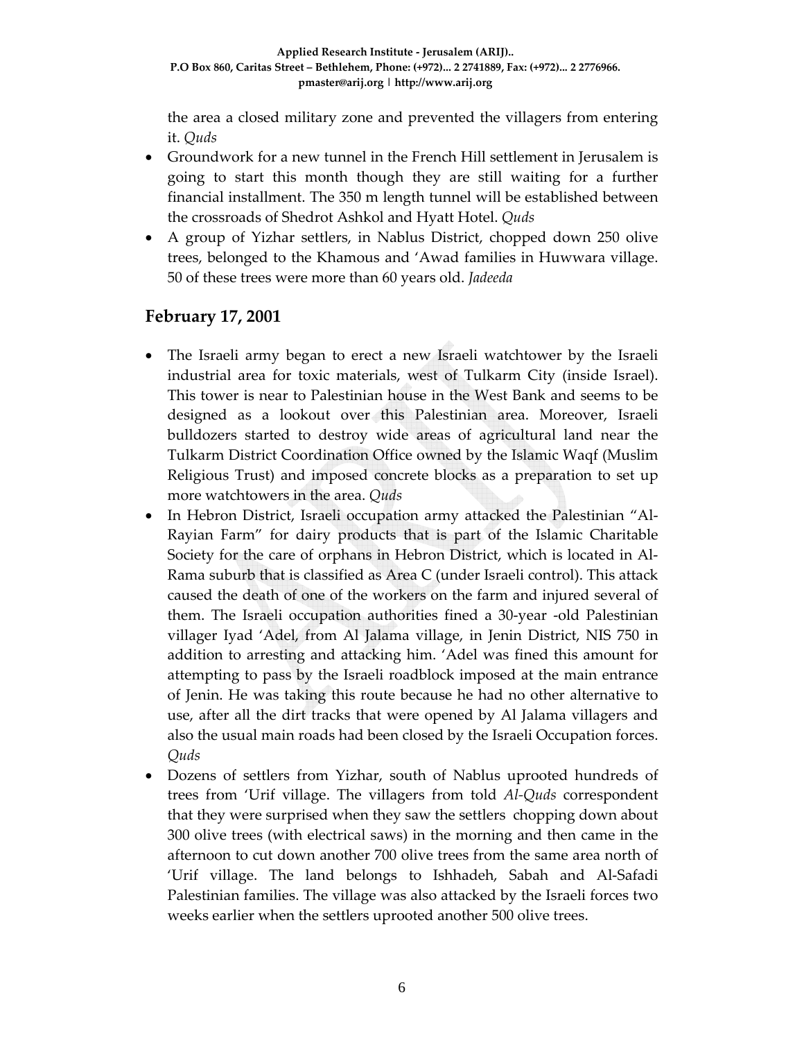the area a closed military zone and prevented the villagers from entering it. *Quds*

- Groundwork for a new tunnel in the French Hill settlement in Jerusalem is going to start this month though they are still waiting for a further financial installment. The 350 m length tunnel will be established between the crossroads of Shedrot Ashkol and Hyatt Hotel. *Quds*
- A group of Yizhar settlers, in Nablus District, chopped down 250 olive trees, belonged to the Khamous and 'Awad families in Huwwara village. 50 of these trees were more than 60 years old. *Jadeeda*

## February 17, 2001

- The Israeli army began to erect a new Israeli watchtower by the Israeli industrial area for toxic materials, west of Tulkarm City (inside Israel). This tower is near to Palestinian house in the West Bank and seems to be designed as a lookout over this Palestinian area. Moreover, Israeli bulldozers started to destroy wide areas of agricultural land near the Tulkarm District Coordination Office owned by the Islamic Waqf (Muslim Religious Trust) and imposed concrete blocks as a preparation to set up more watchtowers in the area. *Quds*
- In Hebron District, Israeli occupation army attacked the Palestinian "Al-Rayian Farm" for dairy products that is part of the Islamic Charitable Society for the care of orphans in Hebron District, which is located in Al-Rama suburb that is classified as Area C (under Israeli control). This attack caused the death of one of the workers on the farm and injured several of them. The Israeli occupation authorities fined a 30-year -old Palestinian villager Iyad 'Adel, from Al Jalama village, in Jenin District, NIS 750 in addition to arresting and attacking him. 'Adel was fined this amount for attempting to pass by the Israeli roadblock imposed at the main entrance of Jenin. He was taking this route because he had no other alternative to use, after all the dirt tracks that were opened by Al Jalama villagers and also the usual main roads had been closed by the Israeli Occupation forces. *Quds*
- Dozens of settlers from Yizhar, south of Nablus uprooted hundreds of trees from 'Urif village. The villagers from told *Al-Quds* correspondent that they were surprised when they saw the settlers chopping down about 300 olive trees (with electrical saws) in the morning and then came in the afternoon to cut down another 700 olive trees from the same area north of 'Urif village. The land belongs to Ishhadeh, Sabah and Al-Safadi Palestinian families. The village was also attacked by the Israeli forces two weeks earlier when the settlers uprooted another 500 olive trees.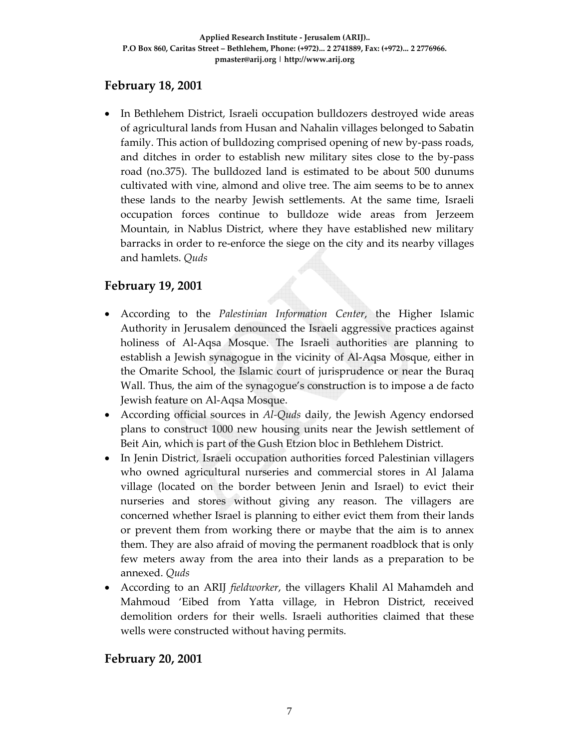## February 18, 2001

- In Bethlehem District, Israeli occupation bulldozers destroyed wide areas of agricultural lands from Husan and Nahalin villages belonged to Sabatin family. This action of bulldozing comprised opening of new by-pass roads, and ditches in order to establish new military sites close to the by-pass road (no.375). The bulldozed land is estimated to be about 500 dunums cultivated with vine, almond and olive tree. The aim seems to be to annex these lands to the nearby Jewish settlements. At the same time, Israeli occupation forces continue to bulldoze wide areas from Jerzeem Mountain, in Nablus District, where they have established new military barracks in order to re-enforce the siege on the city and its nearby villages and hamlets. *Quds*

## February 19, 2001

- According to the *Palestinian Information Center*, the Higher Islamic Authority in Jerusalem denounced the Israeli aggressive practices against holiness of Al-Aqsa Mosque. The Israeli authorities are planning to establish a Jewish synagogue in the vicinity of Al-Aqsa Mosque, either in the Omarite School, the Islamic court of jurisprudence or near the Buraq Wall. Thus, the aim of the synagogue's construction is to impose a de facto Jewish feature on Al-Aqsa Mosque.
- According official sources in *Al-Quds* daily, the Jewish Agency endorsed plans to construct 1000 new housing units near the Jewish settlement of Beit Ain, which is part of the Gush Etzion bloc in Bethlehem District.
- In Jenin District, Israeli occupation authorities forced Palestinian villagers who owned agricultural nurseries and commercial stores in Al Jalama village (located on the border between Jenin and Israel) to evict their nurseries and stores without giving any reason. The villagers are concerned whether Israel is planning to either evict them from their lands or prevent them from working there or maybe that the aim is to annex them. They are also afraid of moving the permanent roadblock that is only few meters away from the area into their lands as a preparation to be annexed. *Quds*
- According to an ARIJ *fieldworker*, the villagers Khalil Al Mahamdeh and Mahmoud 'Eibed from Yatta village, in Hebron District, received demolition orders for their wells. Israeli authorities claimed that these wells were constructed without having permits.

## February 20, 2001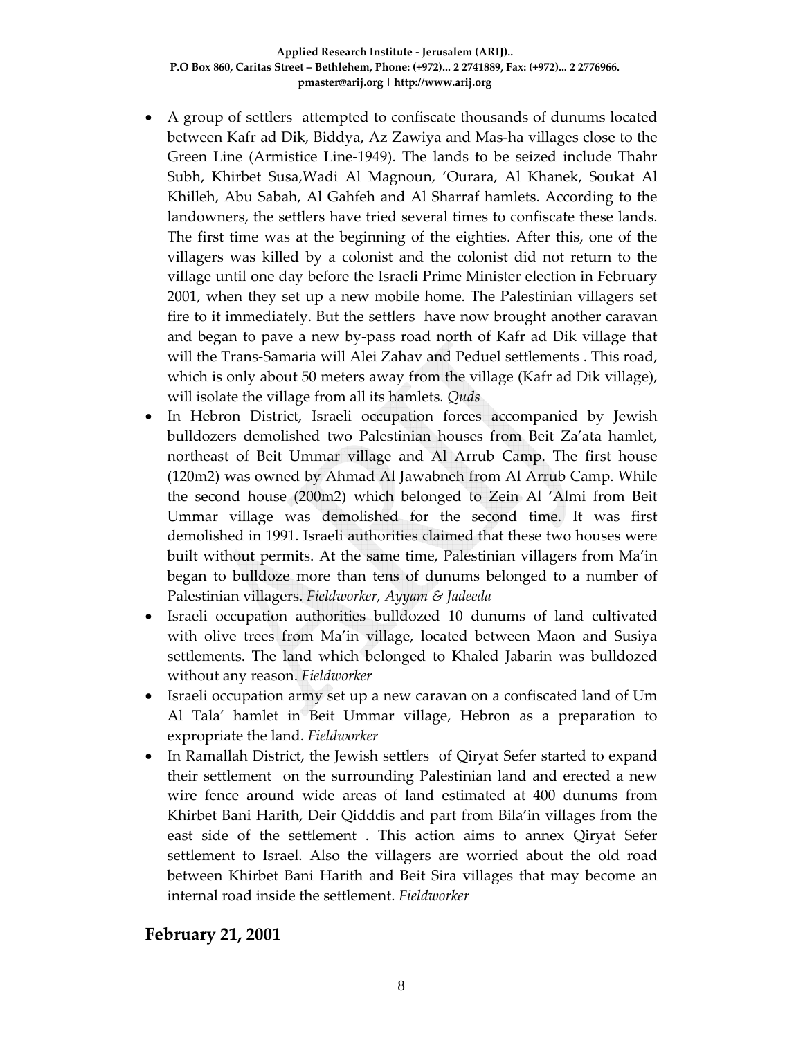- A group of settlers attempted to confiscate thousands of dunums located between Kafr ad Dik, Biddya, Az Zawiya and Mas-ha villages close to the Green Line (Armistice Line-1949). The lands to be seized include Thahr Subh, Khirbet Susa,Wadi Al Magnoun, 'Ourara, Al Khanek, Soukat Al Khilleh, Abu Sabah, Al Gahfeh and Al Sharraf hamlets. According to the landowners, the settlers have tried several times to confiscate these lands. The first time was at the beginning of the eighties. After this, one of the villagers was killed by a colonist and the colonist did not return to the village until one day before the Israeli Prime Minister election in February 2001, when they set up a new mobile home. The Palestinian villagers set fire to it immediately. But the settlers have now brought another caravan and began to pave a new by-pass road north of Kafr ad Dik village that will the Trans-Samaria will Alei Zahav and Peduel settlements . This road, which is only about 50 meters away from the village (Kafr ad Dik village), will isolate the village from all its hamlets. *Quds*
- In Hebron District, Israeli occupation forces accompanied by Jewish bulldozers demolished two Palestinian houses from Beit Za'ata hamlet, northeast of Beit Ummar village and Al Arrub Camp. The first house (120m2) was owned by Ahmad Al Jawabneh from Al Arrub Camp. While the second house (200m2) which belonged to Zein Al 'Almi from Beit Ummar village was demolished for the second time. It was first demolished in 1991. Israeli authorities claimed that these two houses were built without permits. At the same time, Palestinian villagers from Ma'in began to bulldoze more than tens of dunums belonged to a number of Palestinian villagers. *Fieldworker, Ayyam & Jadeeda*
- Israeli occupation authorities bulldozed 10 dunums of land cultivated with olive trees from Ma'in village, located between Maon and Susiya settlements. The land which belonged to Khaled Jabarin was bulldozed without any reason. *Fieldworker*
- Israeli occupation army set up a new caravan on a confiscated land of Um Al Tala' hamlet in Beit Ummar village, Hebron as a preparation to expropriate the land. *Fieldworker*
- In Ramallah District, the Jewish settlers of Qiryat Sefer started to expand their settlement on the surrounding Palestinian land and erected a new wire fence around wide areas of land estimated at 400 dunums from Khirbet Bani Harith, Deir Qidddis and part from Bila'in villages from the east side of the settlement . This action aims to annex Qiryat Sefer settlement to Israel. Also the villagers are worried about the old road between Khirbet Bani Harith and Beit Sira villages that may become an internal road inside the settlement. *Fieldworker*

## February 21, 2001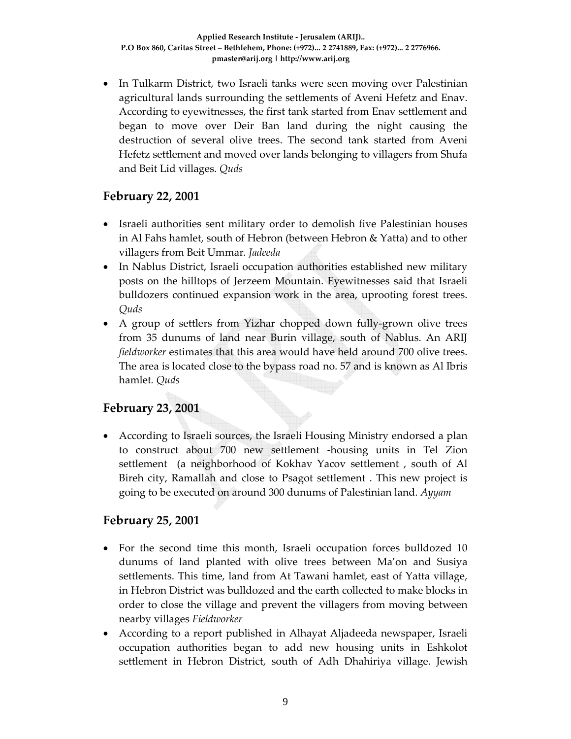- In Tulkarm District, two Israeli tanks were seen moving over Palestinian agricultural lands surrounding the settlements of Aveni Hefetz and Enav. According to eyewitnesses, the first tank started from Enav settlement and began to move over Deir Ban land during the night causing the destruction of several olive trees. The second tank started from Aveni Hefetz settlement and moved over lands belonging to villagers from Shufa and Beit Lid villages. *Quds*

## February 22, 2001

- Israeli authorities sent military order to demolish five Palestinian houses in Al Fahs hamlet, south of Hebron (between Hebron & Yatta) and to other villagers from Beit Ummar. *Jadeeda*
- In Nablus District, Israeli occupation authorities established new military posts on the hilltops of Jerzeem Mountain. Eyewitnesses said that Israeli bulldozers continued expansion work in the area, uprooting forest trees. *Quds*
- A group of settlers from Yizhar chopped down fully-grown olive trees from 35 dunums of land near Burin village, south of Nablus. An ARIJ *fieldworker* estimates that this area would have held around 700 olive trees. The area is located close to the bypass road no. 57 and is known as Al Ibris hamlet. *Quds*

## February 23, 2001

- According to Israeli sources, the Israeli Housing Ministry endorsed a plan to construct about 700 new settlement -housing units in Tel Zion settlement (a neighborhood of Kokhav Yacov settlement , south of Al Bireh city, Ramallah and close to Psagot settlement . This new project is going to be executed on around 300 dunums of Palestinian land. *Ayyam*

## February 25, 2001

- For the second time this month, Israeli occupation forces bulldozed 10 dunums of land planted with olive trees between Ma'on and Susiya settlements. This time, land from At Tawani hamlet, east of Yatta village, in Hebron District was bulldozed and the earth collected to make blocks in order to close the village and prevent the villagers from moving between nearby villages *Fieldworker*
- According to a report published in Alhayat Aljadeeda newspaper, Israeli occupation authorities began to add new housing units in Eshkolot settlement in Hebron District, south of Adh Dhahiriya village. Jewish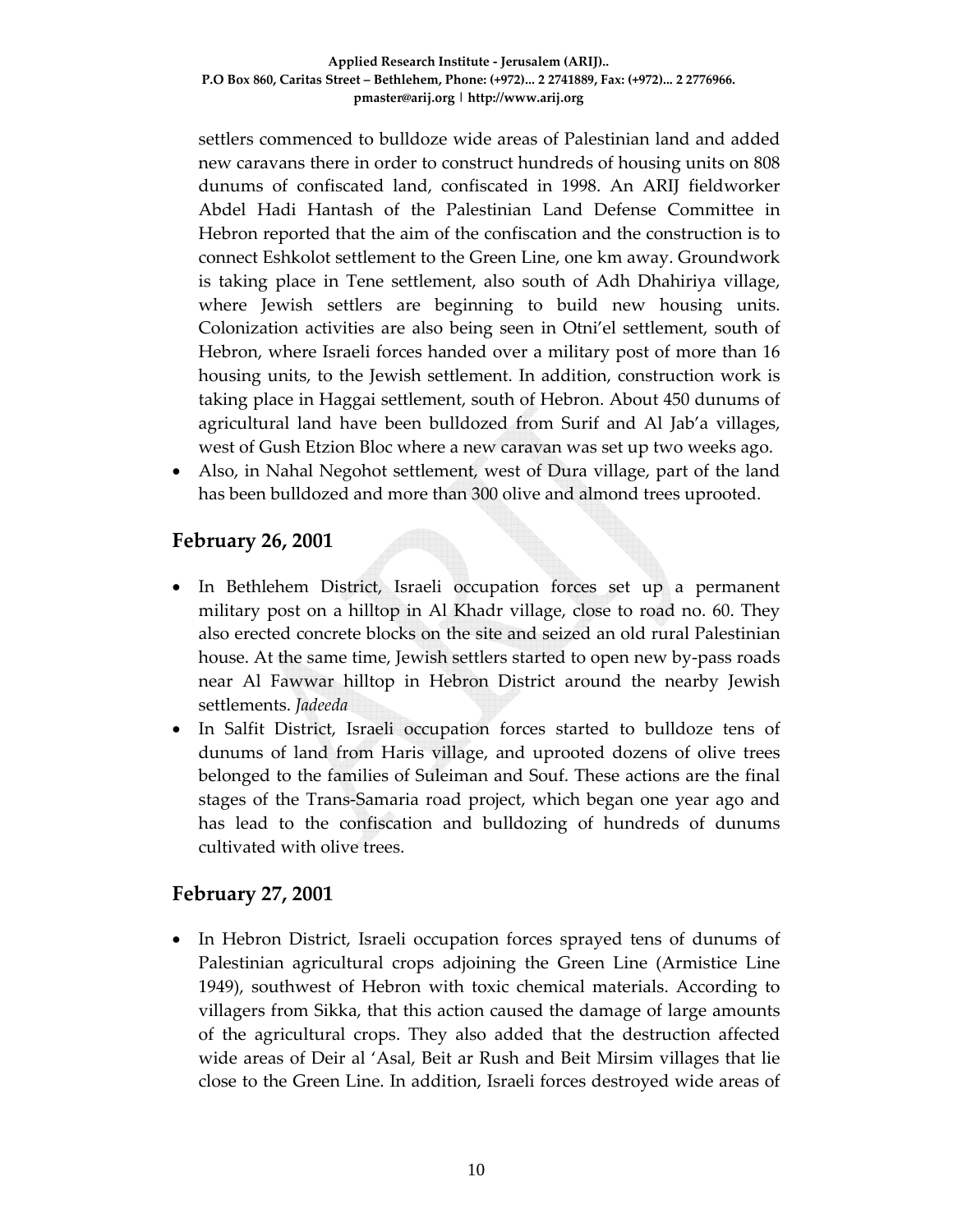settlers commenced to bulldoze wide areas of Palestinian land and added new caravans there in order to construct hundreds of housing units on 808 dunums of confiscated land, confiscated in 1998. An ARIJ fieldworker Abdel Hadi Hantash of the Palestinian Land Defense Committee in Hebron reported that the aim of the confiscation and the construction is to connect Eshkolot settlement to the Green Line, one km away. Groundwork is taking place in Tene settlement, also south of Adh Dhahiriya village, where Jewish settlers are beginning to build new housing units. Colonization activities are also being seen in Otni'el settlement, south of Hebron, where Israeli forces handed over a military post of more than 16 housing units, to the Jewish settlement. In addition, construction work is taking place in Haggai settlement, south of Hebron. About 450 dunums of agricultural land have been bulldozed from Surif and Al Jab'a villages, west of Gush Etzion Bloc where a new caravan was set up two weeks ago.

- Also, in Nahal Negohot settlement, west of Dura village, part of the land has been bulldozed and more than 300 olive and almond trees uprooted.

## February 26, 2001

- In Bethlehem District, Israeli occupation forces set up a permanent military post on a hilltop in Al Khadr village, close to road no. 60. They also erected concrete blocks on the site and seized an old rural Palestinian house. At the same time, Jewish settlers started to open new by-pass roads near Al Fawwar hilltop in Hebron District around the nearby Jewish settlements. *Jadeeda*
- In Salfit District, Israeli occupation forces started to bulldoze tens of dunums of land from Haris village, and uprooted dozens of olive trees belonged to the families of Suleiman and Souf. These actions are the final stages of the Trans-Samaria road project, which began one year ago and has lead to the confiscation and bulldozing of hundreds of dunums cultivated with olive trees.

## February 27, 2001

- In Hebron District, Israeli occupation forces sprayed tens of dunums of Palestinian agricultural crops adjoining the Green Line (Armistice Line 1949), southwest of Hebron with toxic chemical materials. According to villagers from Sikka, that this action caused the damage of large amounts of the agricultural crops. They also added that the destruction affected wide areas of Deir al 'Asal, Beit ar Rush and Beit Mirsim villages that lie close to the Green Line. In addition, Israeli forces destroyed wide areas of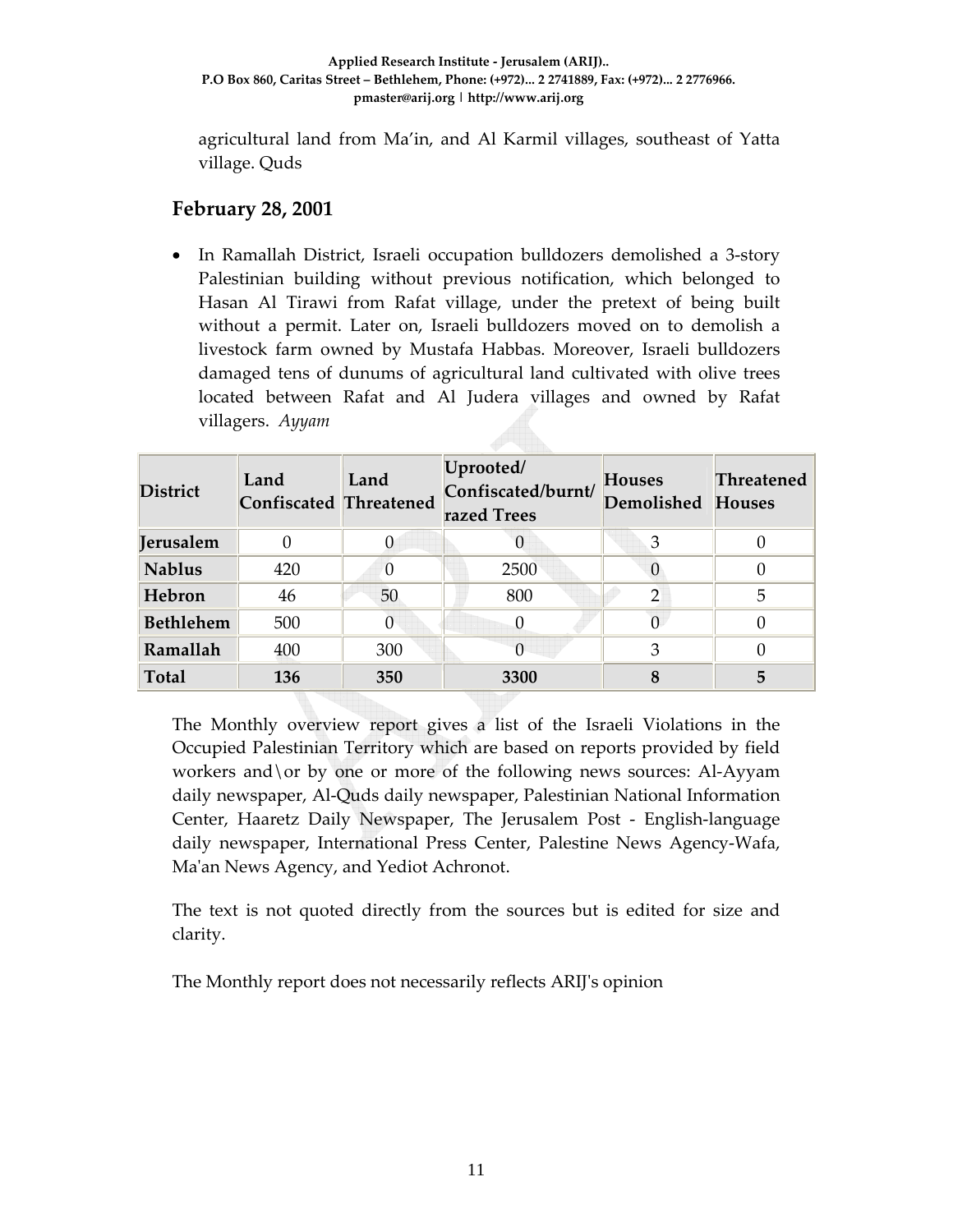agricultural land from Ma'in, and Al Karmil villages, southeast of Yatta village. Quds

## February 28, 2001

- In Ramallah District, Israeli occupation bulldozers demolished a 3-story Palestinian building without previous notification, which belonged to Hasan Al Tirawi from Rafat village, under the pretext of being built without a permit. Later on, Israeli bulldozers moved on to demolish a livestock farm owned by Mustafa Habbas. Moreover, Israeli bulldozers damaged tens of dunums of agricultural land cultivated with olive trees located between Rafat and Al Judera villages and owned by Rafat villagers. *Ayyam*

| District | Land Confiscated | Land Threatened | Uprooted/ Confiscated/burnt/ razed Trees | Houses Demolished | Threatened Houses |
|---|---|---|---|---|---|
| **Jerusalem** | 0 | 0 | 0 | 3 | 0 |
| **Nablus** | 420 | 0 | 2500 | 0 | 0 |
| **Hebron** | 46 | 50 | 800 | 2 | 5 |
| **Bethlehem** | 500 | 0 | 0 | 0 | 0 |
| **Ramallah** | 400 | 300 | 0 | 3 | 0 |
| **Total** | **136** | **350** | **3300** | **8** | **5** |

The Monthly overview report gives a list of the Israeli Violations in the Occupied Palestinian Territory which are based on reports provided by field workers and\or by one or more of the following news sources: Al-Ayyam daily newspaper, Al-Quds daily newspaper, Palestinian National Information Center, Haaretz Daily Newspaper, The Jerusalem Post - English-language daily newspaper, International Press Center, Palestine News Agency-Wafa, Ma'an News Agency, and Yediot Achronot.

The text is not quoted directly from the sources but is edited for size and clarity.

The Monthly report does not necessarily reflects ARIJ's opinion